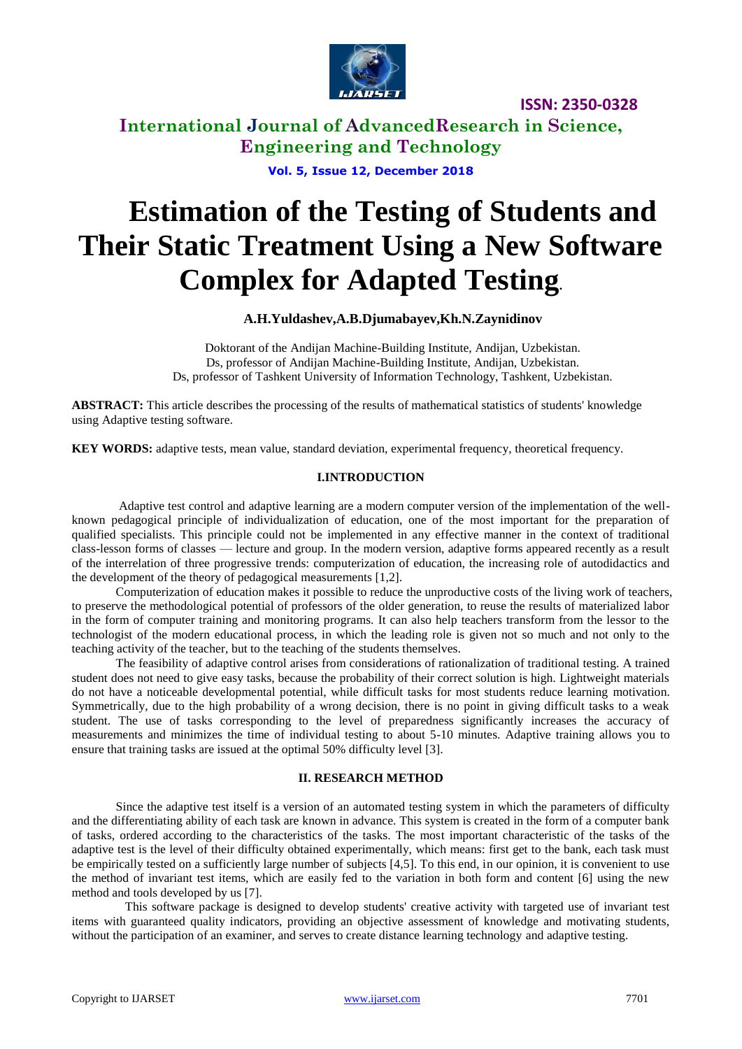# Estimation of the Testing of Students and Their Static Treatment Using a New Software Complex for Adapted Testing.

**A.H.Yuldashev,A.B.Djumabayev,Kh.N.Zaynidinov**

Doktorant of the Andijan Machine-Building Institute, Andijan, Uzbekistan.
Ds, professor of Andijan Machine-Building Institute, Andijan, Uzbekistan.
Ds, professor of Tashkent University of Information Technology, Tashkent, Uzbekistan.

**ABSTRACT:** This article describes the processing of the results of mathematical statistics of students' knowledge using Adaptive testing software.

**KEY WORDS:** adaptive tests, mean value, standard deviation, experimental frequency, theoretical frequency.

## I.INTRODUCTION

Adaptive test control and adaptive learning are a modern computer version of the implementation of the well-known pedagogical principle of individualization of education, one of the most important for the preparation of qualified specialists. This principle could not be implemented in any effective manner in the context of traditional class-lesson forms of classes — lecture and group. In the modern version, adaptive forms appeared recently as a result of the interrelation of three progressive trends: computerization of education, the increasing role of autodidactics and the development of the theory of pedagogical measurements [1,2].

Computerization of education makes it possible to reduce the unproductive costs of the living work of teachers, to preserve the methodological potential of professors of the older generation, to reuse the results of materialized labor in the form of computer training and monitoring programs. It can also help teachers transform from the lessor to the technologist of the modern educational process, in which the leading role is given not so much and not only to the teaching activity of the teacher, but to the teaching of the students themselves.

The feasibility of adaptive control arises from considerations of rationalization of traditional testing. A trained student does not need to give easy tasks, because the probability of their correct solution is high. Lightweight materials do not have a noticeable developmental potential, while difficult tasks for most students reduce learning motivation. Symmetrically, due to the high probability of a wrong decision, there is no point in giving difficult tasks to a weak student. The use of tasks corresponding to the level of preparedness significantly increases the accuracy of measurements and minimizes the time of individual testing to about 5-10 minutes. Adaptive training allows you to ensure that training tasks are issued at the optimal 50% difficulty level [3].

## II. RESEARCH METHOD

Since the adaptive test itself is a version of an automated testing system in which the parameters of difficulty and the differentiating ability of each task are known in advance. This system is created in the form of a computer bank of tasks, ordered according to the characteristics of the tasks. The most important characteristic of the tasks of the adaptive test is the level of their difficulty obtained experimentally, which means: first get to the bank, each task must be empirically tested on a sufficiently large number of subjects [4,5]. To this end, in our opinion, it is convenient to use the method of invariant test items, which are easily fed to the variation in both form and content [6] using the new method and tools developed by us [7].

This software package is designed to develop students' creative activity with targeted use of invariant test items with guaranteed quality indicators, providing an objective assessment of knowledge and motivating students, without the participation of an examiner, and serves to create distance learning technology and adaptive testing.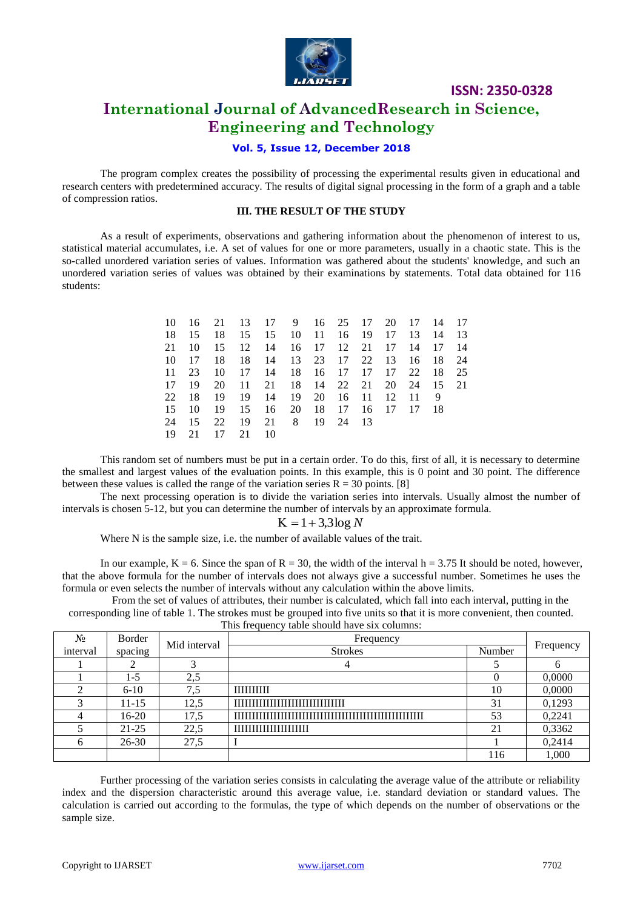The program complex creates the possibility of processing the experimental results given in educational and research centers with predetermined accuracy. The results of digital signal processing in the form of a graph and a table of compression ratios.

### III. THE RESULT OF THE STUDY

As a result of experiments, observations and gathering information about the phenomenon of interest to us, statistical material accumulates, i.e. A set of values for one or more parameters, usually in a chaotic state. This is the so-called unordered variation series of values. Information was gathered about the students' knowledge, and such an unordered variation series of values was obtained by their examinations by statements. Total data obtained for 116 students:

```
10  16  21  13  17   9  16  25  17  20  17  14  17
18  15  18  15  15  10  11  16  19  17  13  14  13
21  10  15  12  14  16  17  12  21  17  14  17  14
10  17  18  18  14  13  23  17  22  13  16  18  24
11  23  10  17  14  18  16  17  17  17  22  18  25
17  19  20  11  21  18  14  22  21  20  24  15  21
22  18  19  19  14  19  20  16  11  12  11   9
15  10  19  15  16  20  18  17  16  17  17  18
24  15  22  19  21   8  19  24  13
19  21  17  21  10
```

This random set of numbers must be put in a certain order. To do this, first of all, it is necessary to determine the smallest and largest values of the evaluation points. In this example, this is 0 point and 30 point. The difference between these values is called the range of the variation series R = 30 points. [8]

The next processing operation is to divide the variation series into intervals. Usually almost the number of intervals is chosen 5-12, but you can determine the number of intervals by an approximate formula.

$$K = 1 + 3{,}3\log N$$

Where N is the sample size, i.e. the number of available values of the trait.

In our example, K = 6. Since the span of R = 30, the width of the interval h = 3.75 It should be noted, however, that the above formula for the number of intervals does not always give a successful number. Sometimes he uses the formula or even selects the number of intervals without any calculation within the above limits.

From the set of values of attributes, their number is calculated, which fall into each interval, putting in the corresponding line of table 1. The strokes must be grouped into five units so that it is more convenient, then counted. This frequency table should have six columns:

| № interval | Border spacing | Mid interval | Frequency | | Frequency |
|---|---|---|---|---|---|
| | | | Strokes | Number | |
| 1 | 2 | 3 | 4 | 5 | 6 |
| 1 | 1-5 | 2,5 | | 0 | 0,0000 |
| 2 | 6-10 | 7,5 | IIIIIIIIII | 10 | 0,0000 |
| 3 | 11-15 | 12,5 | IIIIIIIIIIIIIIIIIIIIIIIIIIIIIII | 31 | 0,1293 |
| 4 | 16-20 | 17,5 | IIIIIIIIIIIIIIIIIIIIIIIIIIIIIIIIIIIIIIIIIIIIIIIIIIIII | 53 | 0,2241 |
| 5 | 21-25 | 22,5 | IIIIIIIIIIIIIIIIIIIII | 21 | 0,3362 |
| 6 | 26-30 | 27,5 | I | 1 | 0,2414 |
| | | | | 116 | 1,000 |

Further processing of the variation series consists in calculating the average value of the attribute or reliability index and the dispersion characteristic around this average value, i.e. standard deviation or standard values. The calculation is carried out according to the formulas, the type of which depends on the number of observations or the sample size.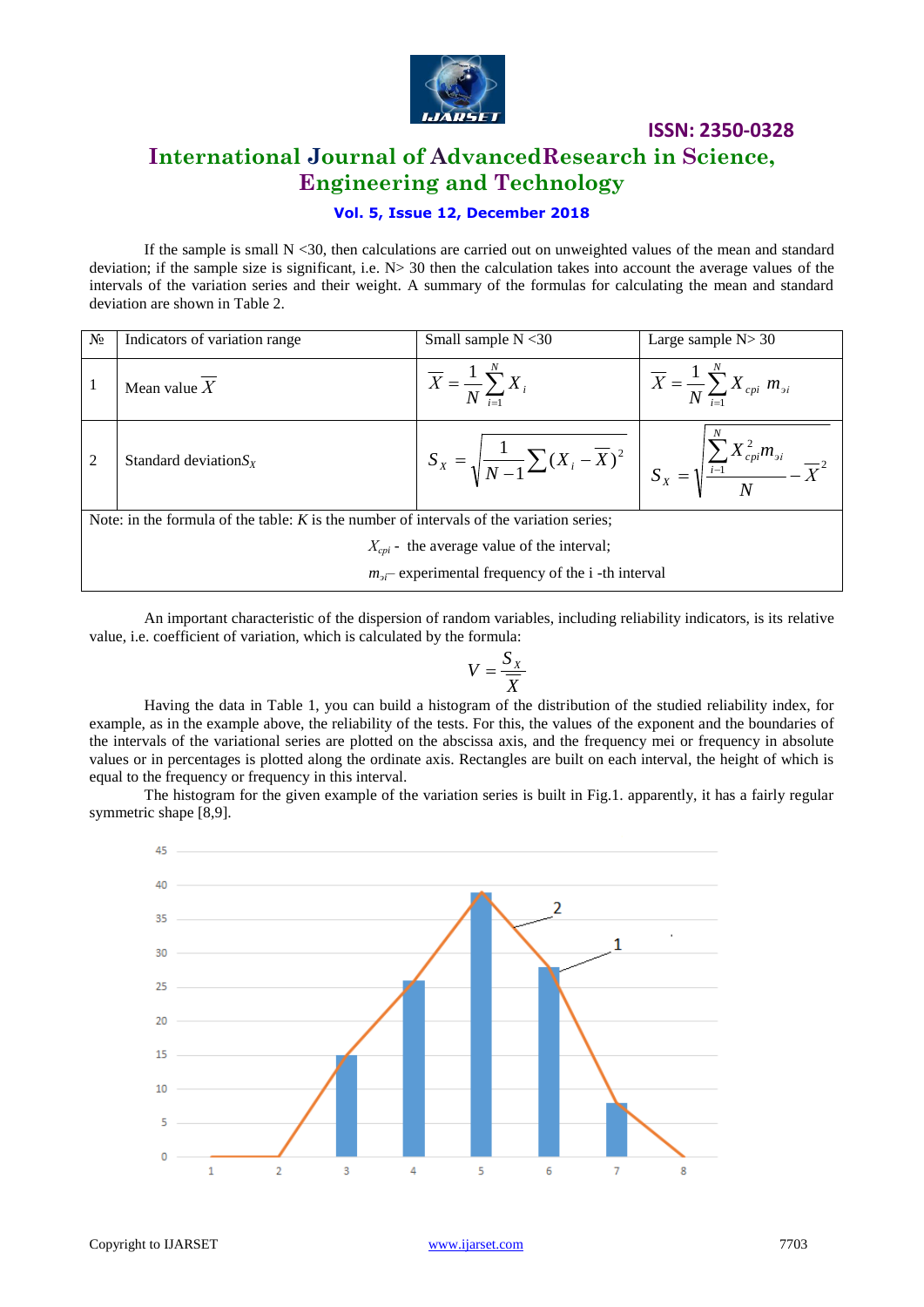If the sample is small N <30, then calculations are carried out on unweighted values of the mean and standard deviation; if the sample size is significant, i.e. N> 30 then the calculation takes into account the average values of the intervals of the variation series and their weight. A summary of the formulas for calculating the mean and standard deviation are shown in Table 2.

| № | Indicators of variation range | Small sample N <30 | Large sample N> 30 |
|---|---|---|---|
| 1 | Mean value $\overline{X}$ | $\overline{X} = \frac{1}{N}\sum_{i=1}^{N} X_i$ | $\overline{X} = \frac{1}{N}\sum_{i=1}^{N} X_{cpi}\, m_{эi}$ |
| 2 | Standard deviation$S_X$ | $S_X = \sqrt{\frac{1}{N-1}\sum (X_i - \overline{X})^2}$ | $S_X = \sqrt{\frac{\sum_{i-1}^{N} X_{cpi}^2 m_{эi}}{N} - \overline{X}^2}$ |
| Note: in the formula of the table: $K$ is the number of intervals of the variation series; $X_{cpi}$ - the average value of the interval; $m_{эi}$– experimental frequency of the i -th interval | | | |

An important characteristic of the dispersion of random variables, including reliability indicators, is its relative value, i.e. coefficient of variation, which is calculated by the formula:

$$V = \frac{S_X}{\overline{X}}$$

Having the data in Table 1, you can build a histogram of the distribution of the studied reliability index, for example, as in the example above, the reliability of the tests. For this, the values of the exponent and the boundaries of the intervals of the variational series are plotted on the abscissa axis, and the frequency mei or frequency in absolute values or in percentages is plotted along the ordinate axis. Rectangles are built on each interval, the height of which is equal to the frequency or frequency in this interval.

The histogram for the given example of the variation series is built in Fig.1. apparently, it has a fairly regular symmetric shape [8,9].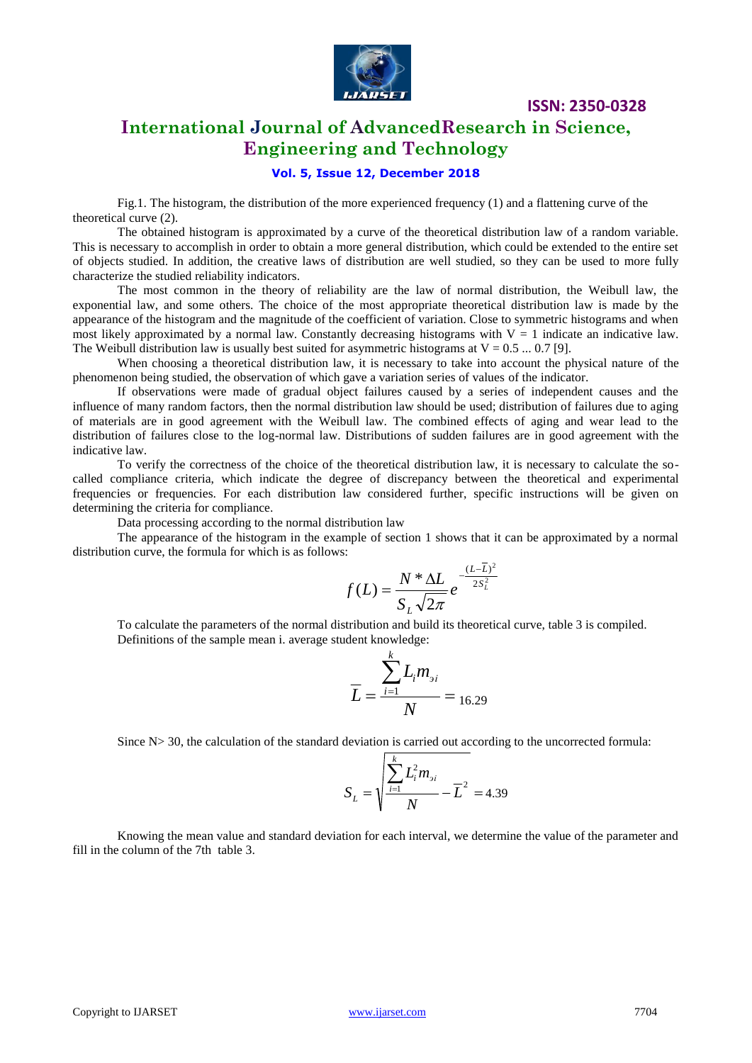Fig.1. The histogram, the distribution of the more experienced frequency (1) and a flattening curve of the theoretical curve (2).

The obtained histogram is approximated by a curve of the theoretical distribution law of a random variable. This is necessary to accomplish in order to obtain a more general distribution, which could be extended to the entire set of objects studied. In addition, the creative laws of distribution are well studied, so they can be used to more fully characterize the studied reliability indicators.

The most common in the theory of reliability are the law of normal distribution, the Weibull law, the exponential law, and some others. The choice of the most appropriate theoretical distribution law is made by the appearance of the histogram and the magnitude of the coefficient of variation. Close to symmetric histograms and when most likely approximated by a normal law. Constantly decreasing histograms with V = 1 indicate an indicative law. The Weibull distribution law is usually best suited for asymmetric histograms at V = 0.5 ... 0.7 [9].

When choosing a theoretical distribution law, it is necessary to take into account the physical nature of the phenomenon being studied, the observation of which gave a variation series of values of the indicator.

If observations were made of gradual object failures caused by a series of independent causes and the influence of many random factors, then the normal distribution law should be used; distribution of failures due to aging of materials are in good agreement with the Weibull law. The combined effects of aging and wear lead to the distribution of failures close to the log-normal law. Distributions of sudden failures are in good agreement with the indicative law.

To verify the correctness of the choice of the theoretical distribution law, it is necessary to calculate the so-called compliance criteria, which indicate the degree of discrepancy between the theoretical and experimental frequencies or frequencies. For each distribution law considered further, specific instructions will be given on determining the criteria for compliance.

Data processing according to the normal distribution law

The appearance of the histogram in the example of section 1 shows that it can be approximated by a normal distribution curve, the formula for which is as follows:

$$f(L) = \frac{N * \Delta L}{S_L \sqrt{2\pi}} e^{-\frac{(L-\overline{L})^2}{2S_L^2}}$$

To calculate the parameters of the normal distribution and build its theoretical curve, table 3 is compiled.

Definitions of the sample mean i. average student knowledge:

$$\overline{L} = \frac{\sum_{i=1}^{k} L_i m_{эi}}{N} = 16.29$$

Since N> 30, the calculation of the standard deviation is carried out according to the uncorrected formula:

$$S_L = \sqrt{\frac{\sum_{i=1}^{k} L_i^2 m_{эi}}{N} - \overline{L}^2} = 4.39$$

Knowing the mean value and standard deviation for each interval, we determine the value of the parameter and fill in the column of the 7th table 3.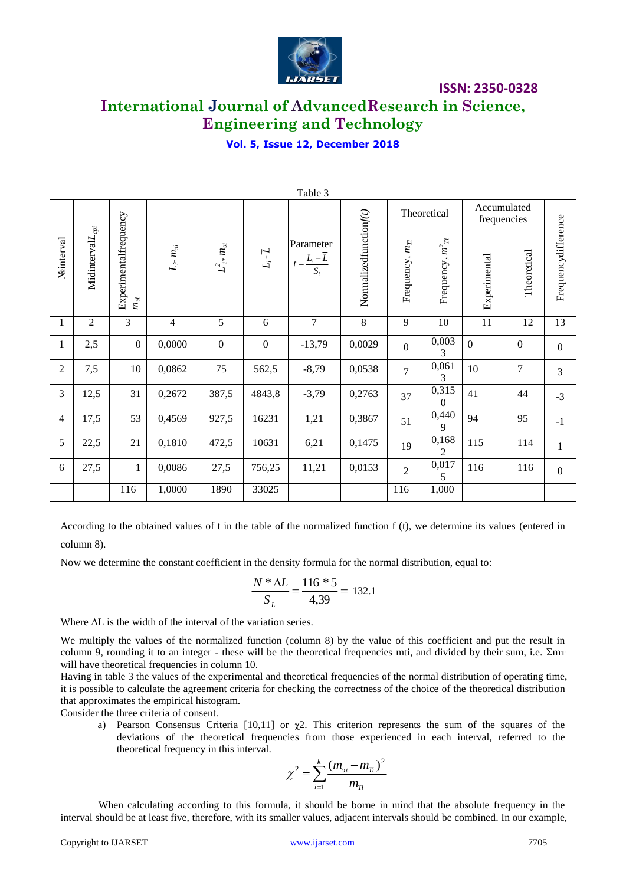Table 3

| №interval | Midinterval $L_{cpi}$ | Experimentalfrequency $m_{эi}$ | $L_{i*} m_{эi}$ | $L^2_{i*} m_{эi}$ | $L_i - \bar{L}$ | Parameter $t = \frac{L_i - \bar{L}}{S_i}$ | Normalizedfunction $f(t)$ | Theoretical | | Accumulated frequencies | | Frequencydifference |
|---|---|---|---|---|---|---|---|---|---|---|---|---|
| | | | | | | | | Frequency, $m_{Ti}$ | Frequency, $m^{э}_{Ti}$ | Experimental | Theoretical | |
| 1 | 2 | 3 | 4 | 5 | 6 | 7 | 8 | 9 | 10 | 11 | 12 | 13 |
| 1 | 2,5 | 0 | 0,0000 | 0 | 0 | -13,79 | 0,0029 | 0 | 0,0033 | 0 | 0 | 0 |
| 2 | 7,5 | 10 | 0,0862 | 75 | 562,5 | -8,79 | 0,0538 | 7 | 0,0613 | 10 | 7 | 3 |
| 3 | 12,5 | 31 | 0,2672 | 387,5 | 4843,8 | -3,79 | 0,2763 | 37 | 0,3150 | 41 | 44 | -3 |
| 4 | 17,5 | 53 | 0,4569 | 927,5 | 16231 | 1,21 | 0,3867 | 51 | 0,4409 | 94 | 95 | -1 |
| 5 | 22,5 | 21 | 0,1810 | 472,5 | 10631 | 6,21 | 0,1475 | 19 | 0,1682 | 115 | 114 | 1 |
| 6 | 27,5 | 1 | 0,0086 | 27,5 | 756,25 | 11,21 | 0,0153 | 2 | 0,0175 | 116 | 116 | 0 |
| | | 116 | 1,0000 | 1890 | 33025 | | | 116 | 1,000 | | | |

According to the obtained values of t in the table of the normalized function f (t), we determine its values (entered in column 8).

Now we determine the constant coefficient in the density formula for the normal distribution, equal to:

$$\frac{N * \Delta L}{S_L} = \frac{116 * 5}{4{,}39} = 132.1$$

Where ΔL is the width of the interval of the variation series.

We multiply the values of the normalized function (column 8) by the value of this coefficient and put the result in column 9, rounding it to an integer - these will be the theoretical frequencies mti, and divided by their sum, i.e. Σmт will have theoretical frequencies in column 10.

Having in table 3 the values of the experimental and theoretical frequencies of the normal distribution of operating time, it is possible to calculate the agreement criteria for checking the correctness of the choice of the theoretical distribution that approximates the empirical histogram.

Consider the three criteria of consent.

a) Pearson Consensus Criteria [10,11] or χ2. This criterion represents the sum of the squares of the deviations of the theoretical frequencies from those experienced in each interval, referred to the theoretical frequency in this interval.

$$\chi^2 = \sum_{i=1}^{k} \frac{(m_{эi} - m_{Ti})^2}{m_{Ti}}$$

When calculating according to this formula, it should be borne in mind that the absolute frequency in the interval should be at least five, therefore, with its smaller values, adjacent intervals should be combined. In our example,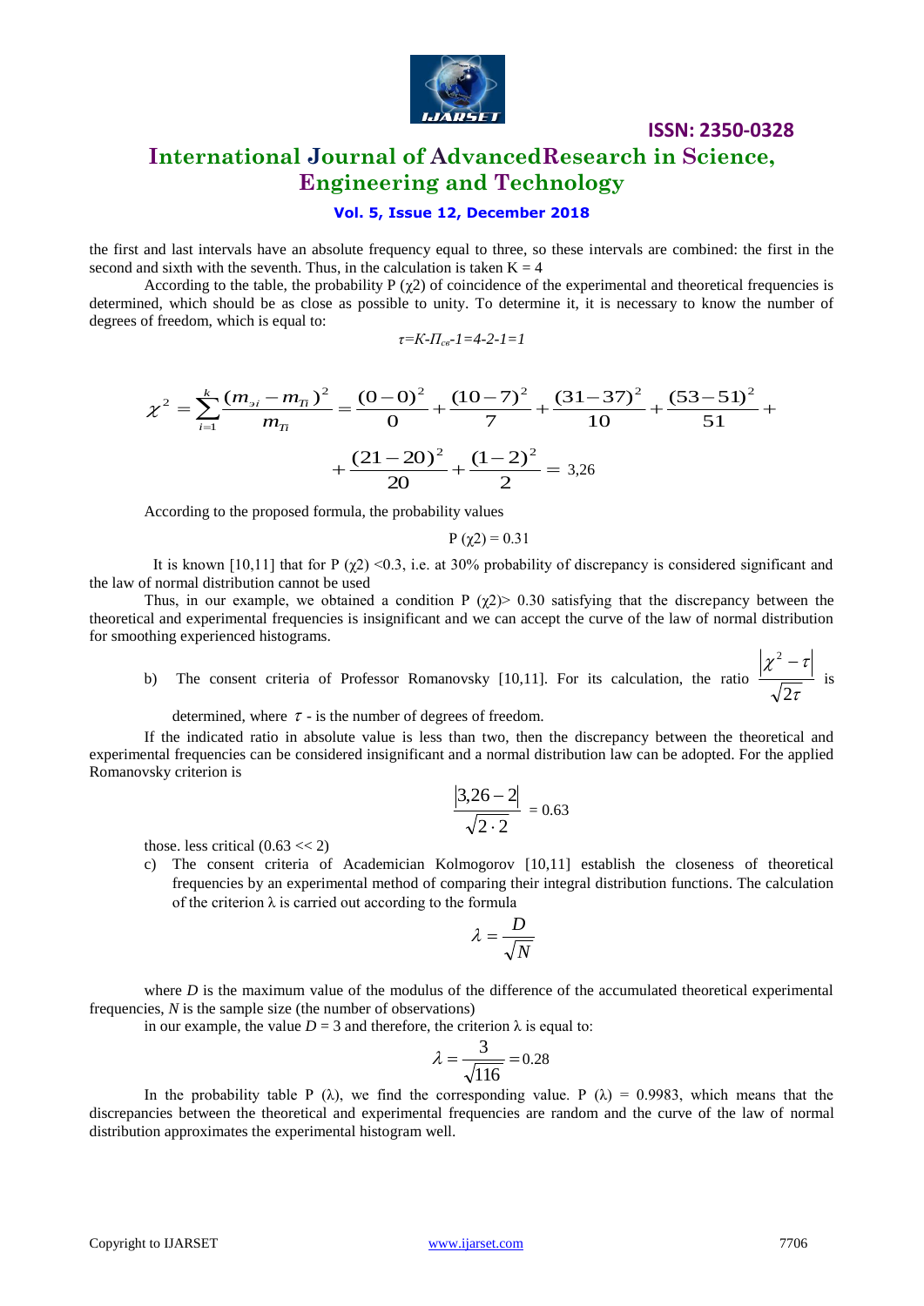the first and last intervals have an absolute frequency equal to three, so these intervals are combined: the first in the second and sixth with the seventh. Thus, in the calculation is taken K = 4

According to the table, the probability P (χ2) of coincidence of the experimental and theoretical frequencies is determined, which should be as close as possible to unity. To determine it, it is necessary to know the number of degrees of freedom, which is equal to:

$$\tau = K - П_{св} - 1 = 4 - 2 - 1 = 1$$

$$\chi^2 = \sum_{i=1}^{k} \frac{(m_{эi} - m_{Ti})^2}{m_{Ti}} = \frac{(0-0)^2}{0} + \frac{(10-7)^2}{7} + \frac{(31-37)^2}{10} + \frac{(53-51)^2}{51} +$$

$$+ \frac{(21-20)^2}{20} + \frac{(1-2)^2}{2} = 3{,}26$$

According to the proposed formula, the probability values

$$P(\chi 2) = 0.31$$

It is known [10,11] that for P (χ2) <0.3, i.e. at 30% probability of discrepancy is considered significant and the law of normal distribution cannot be used

Thus, in our example, we obtained a condition P (χ2)> 0.30 satisfying that the discrepancy between the theoretical and experimental frequencies is insignificant and we can accept the curve of the law of normal distribution for smoothing experienced histograms.

b) The consent criteria of Professor Romanovsky [10,11]. For its calculation, the ratio $\frac{|\chi^2 - \tau|}{\sqrt{2\tau}}$ is determined, where $\tau$ - is the number of degrees of freedom.

If the indicated ratio in absolute value is less than two, then the discrepancy between the theoretical and experimental frequencies can be considered insignificant and a normal distribution law can be adopted. For the applied Romanovsky criterion is

$$\frac{|3{,}26 - 2|}{\sqrt{2 \cdot 2}} = 0.63$$

those. less critical (0.63 << 2)

c) The consent criteria of Academician Kolmogorov [10,11] establish the closeness of theoretical frequencies by an experimental method of comparing their integral distribution functions. The calculation of the criterion λ is carried out according to the formula

$$\lambda = \frac{D}{\sqrt{N}}$$

where *D* is the maximum value of the modulus of the difference of the accumulated theoretical experimental frequencies, *N* is the sample size (the number of observations)

in our example, the value *D* = 3 and therefore, the criterion λ is equal to:

$$\lambda = \frac{3}{\sqrt{116}} = 0.28$$

In the probability table P (λ), we find the corresponding value. P (λ) = 0.9983, which means that the discrepancies between the theoretical and experimental frequencies are random and the curve of the law of normal distribution approximates the experimental histogram well.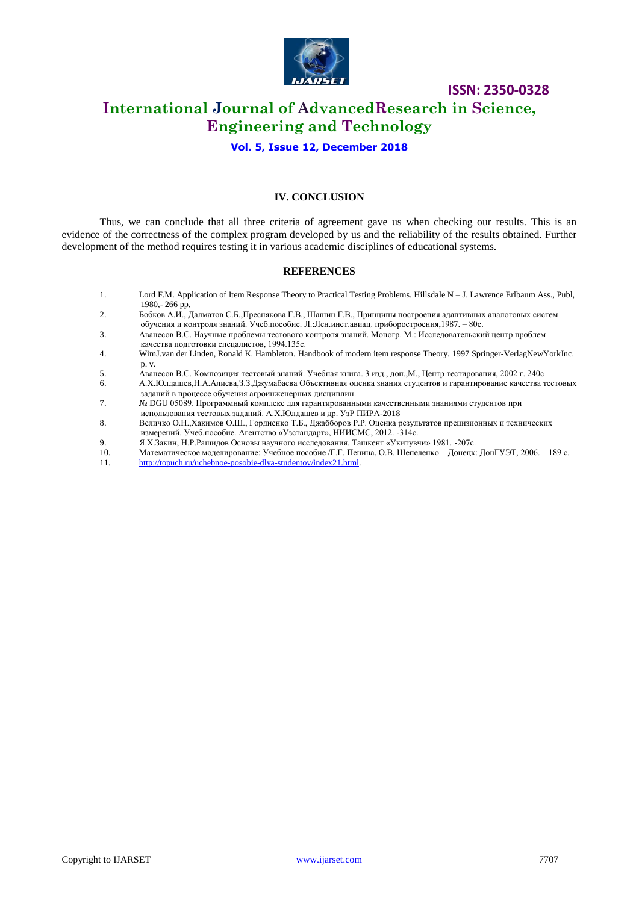## IV. CONCLUSION

Thus, we can conclude that all three criteria of agreement gave us when checking our results. This is an evidence of the correctness of the complex program developed by us and the reliability of the results obtained. Further development of the method requires testing it in various academic disciplines of educational systems.

## REFERENCES

1. Lord F.M. Application of Item Response Theory to Practical Testing Problems. Hillsdale N – J. Lawrence Erlbaum Ass., Publ, 1980,- 266 pp,
2. Бобков А.И., Далматов С.Б.,Преснякова Г.В., Шашин Г.В., Принципы построения адаптивных аналоговых систем обучения и контроля знаний. Учеб.пособие. Л.:Лен.инст.авиац. приборостроения,1987. – 80с.
3. Аванесов В.С. Научные проблемы тестового контроля знаний. Моногр. М.: Исследовательский центр проблем качества подготовки специалистов, 1994.135с.
4. WimJ.van der Linden, Ronald K. Hambleton. Handbook of modern item response Theory. 1997 Springer-VerlagNewYorkInc. p. v.
5. Аванесов В.С. Композиция тестовый знаний. Учебная книга. 3 изд., доп.,М., Центр тестирования, 2002 г. 240с
6. А.Х.Юлдашев,Н.А.Алиева,З.З.Джумабаева Объективная оценка знания студентов и гарантирование качества тестовых заданий в процессе обучения агроинженерных дисциплин.
7. № DGU 05089. Программный комплекс для гарантированными качественными знаниями студентов при использования тестовых заданий. А.Х.Юлдашев и др. УзР ПИРА-2018
8. Величко О.Н.,Хакимов О.Ш., Гордиенко Т.Б., Джабборов Р.Р. Оценка результатов прецизионных и технических измерений. Учеб.пособие. Агентство «Узстандарт», НИИСМС, 2012. -314с.
9. Я.Х.Закин, Н.Р.Рашидов Основы научного исследования. Ташкент «Укитувчи» 1981. -207с.
10. Математическое моделирование: Учебное пособие /Г.Г. Пенина, О.В. Шепеленко – Донецк: ДонГУЭТ, 2006. – 189 с.
11. http://topuch.ru/uchebnoe-posobie-dlya-studentov/index21.html.